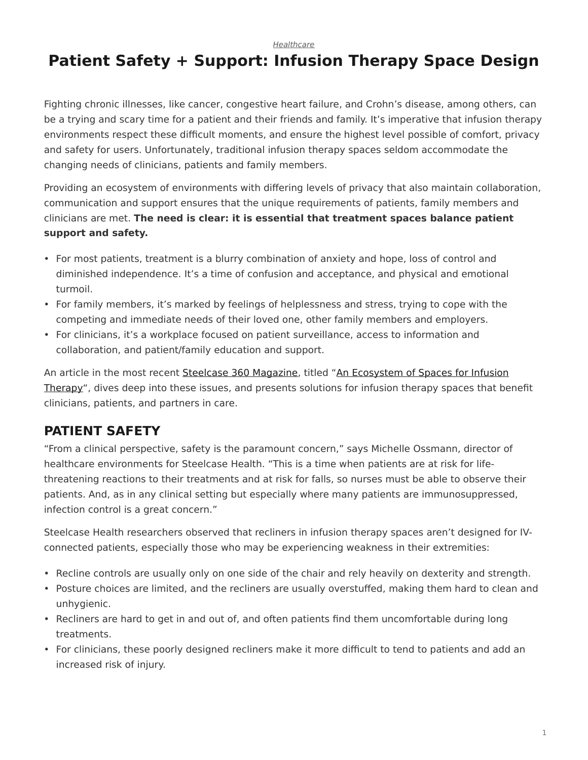*Healthcare*

# Patient Safety + Support: Infusion Therapy Space Design

Fighting chronic illnesses, like cancer, congestive heart failure, and Crohn's disease, among others, can be a trying and scary time for a patient and their friends and family. It's imperative that infusion therapy environments respect these difficult moments, and ensure the highest level possible of comfort, privacy and safety for users. Unfortunately, traditional infusion therapy spaces seldom accommodate the changing needs of clinicians, patients and family members.

Providing an ecosystem of environments with differing levels of privacy that also maintain collaboration, communication and support ensures that the unique requirements of patients, family members and clinicians are met. **The need is clear: it is essential that treatment spaces balance patient support and safety.**

- For most patients, treatment is a blurry combination of anxiety and hope, loss of control and diminished independence. It's a time of confusion and acceptance, and physical and emotional turmoil.
- For family members, it's marked by feelings of helplessness and stress, trying to cope with the competing and immediate needs of their loved one, other family members and employers.
- For clinicians, it's a workplace focused on patient surveillance, access to information and collaboration, and patient/family education and support.

An article in the most recent Steelcase 360 Magazine, titled "An Ecosystem of Spaces for Infusion Therapy", dives deep into these issues, and presents solutions for infusion therapy spaces that benefit clinicians, patients, and partners in care.

## PATIENT SAFETY

"From a clinical perspective, safety is the paramount concern," says Michelle Ossmann, director of healthcare environments for Steelcase Health. "This is a time when patients are at risk for life-threatening reactions to their treatments and at risk for falls, so nurses must be able to observe their patients. And, as in any clinical setting but especially where many patients are immunosuppressed, infection control is a great concern."

Steelcase Health researchers observed that recliners in infusion therapy spaces aren't designed for IV-connected patients, especially those who may be experiencing weakness in their extremities:

- Recline controls are usually only on one side of the chair and rely heavily on dexterity and strength.
- Posture choices are limited, and the recliners are usually overstuffed, making them hard to clean and unhygienic.
- Recliners are hard to get in and out of, and often patients find them uncomfortable during long treatments.
- For clinicians, these poorly designed recliners make it more difficult to tend to patients and add an increased risk of injury.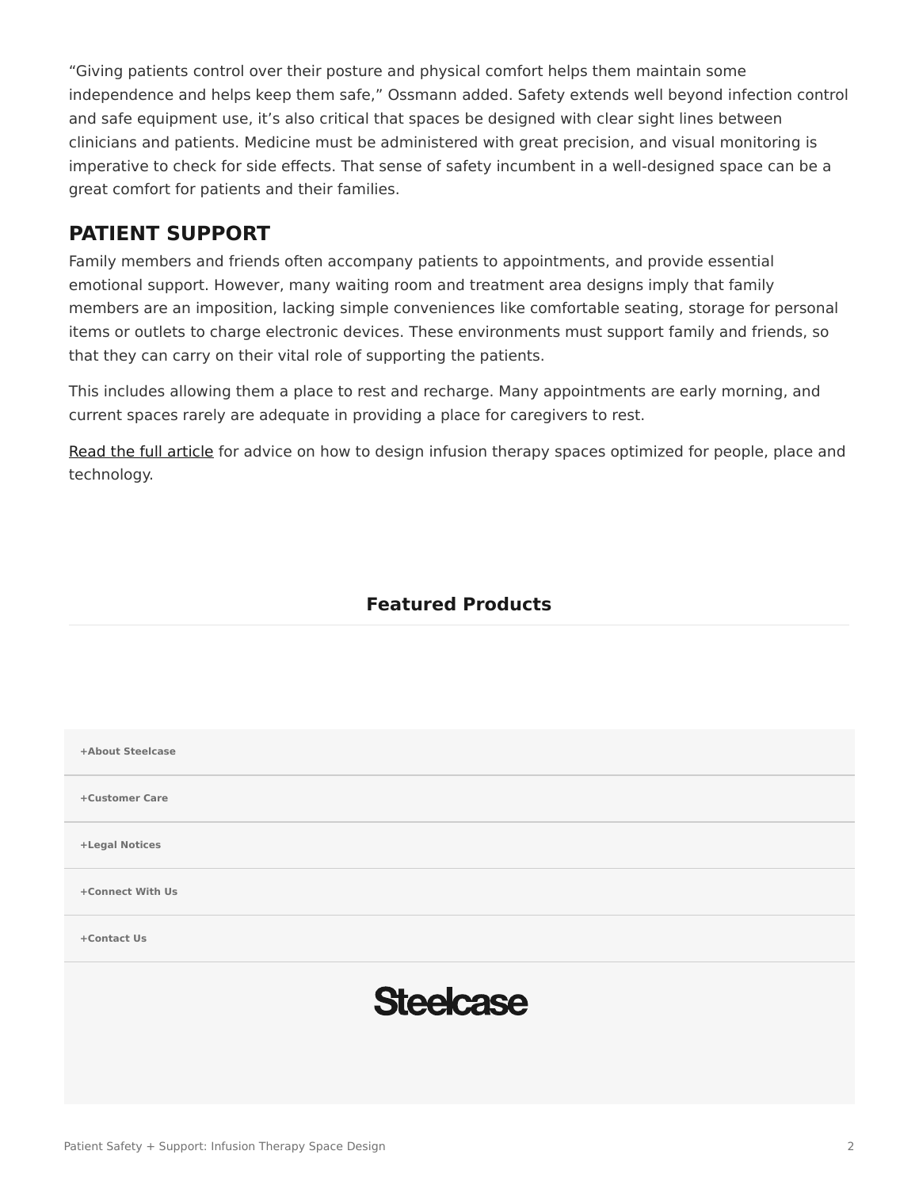"Giving patients control over their posture and physical comfort helps them maintain some independence and helps keep them safe," Ossmann added. Safety extends well beyond infection control and safe equipment use, it's also critical that spaces be designed with clear sight lines between clinicians and patients. Medicine must be administered with great precision, and visual monitoring is imperative to check for side effects. That sense of safety incumbent in a well-designed space can be a great comfort for patients and their families.

## PATIENT SUPPORT

Family members and friends often accompany patients to appointments, and provide essential emotional support. However, many waiting room and treatment area designs imply that family members are an imposition, lacking simple conveniences like comfortable seating, storage for personal items or outlets to charge electronic devices. These environments must support family and friends, so that they can carry on their vital role of supporting the patients.

This includes allowing them a place to rest and recharge. Many appointments are early morning, and current spaces rarely are adequate in providing a place for caregivers to rest.

Read the full article for advice on how to design infusion therapy spaces optimized for people, place and technology.

### Featured Products

+About Steelcase

+Customer Care

+Legal Notices

+Connect With Us

+Contact Us

Steelcase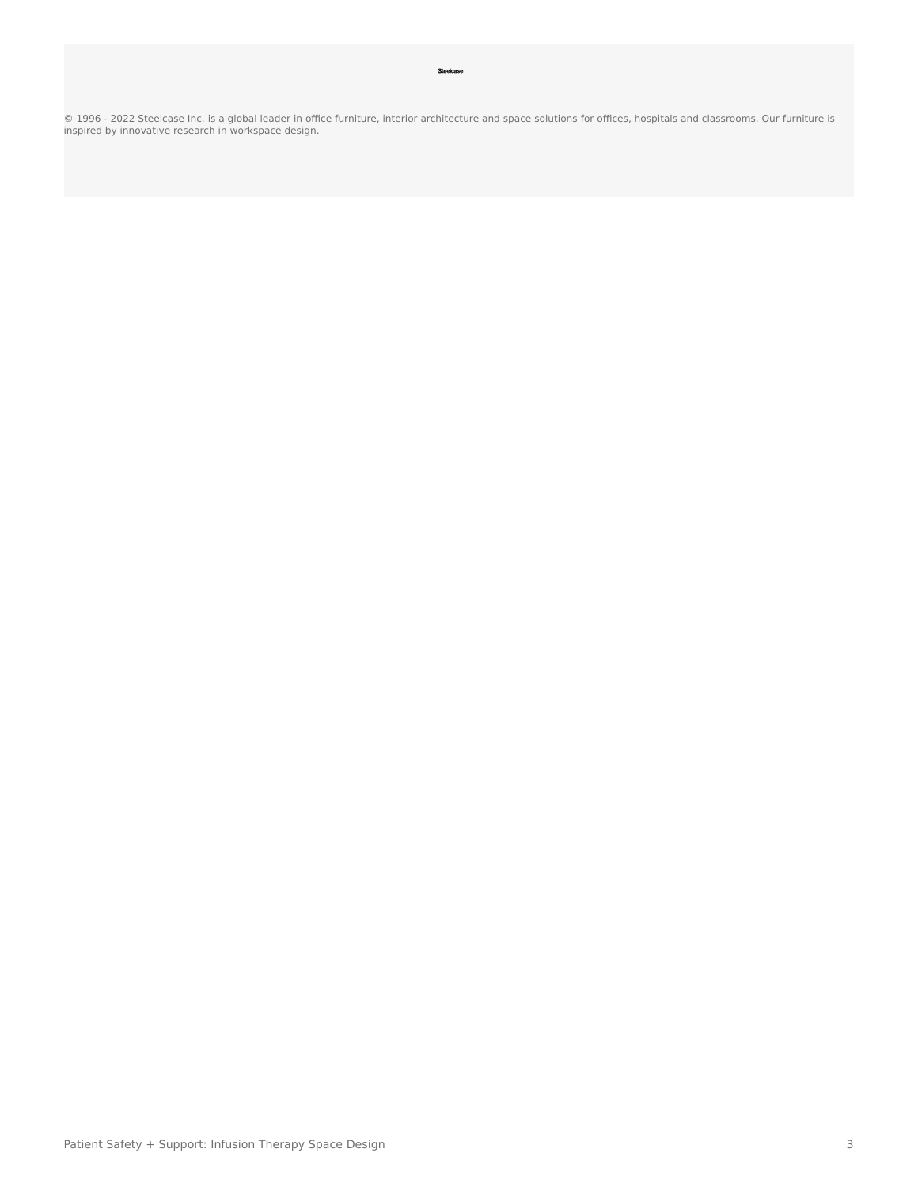Steelcase

© 1996 - 2022 Steelcase Inc. is a global leader in office furniture, interior architecture and space solutions for offices, hospitals and classrooms. Our furniture is inspired by innovative research in workspace design.